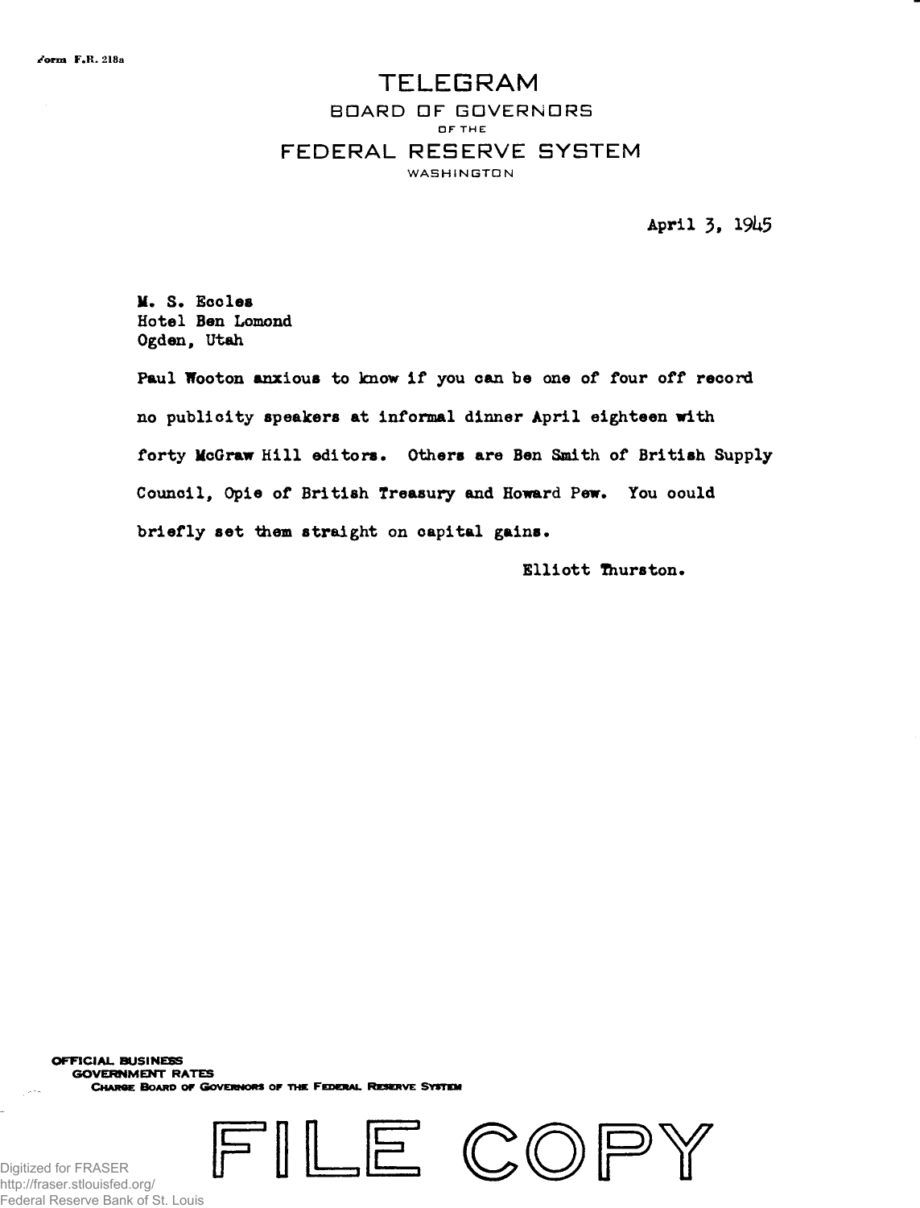Form F.R. 218a

# TELEGRAM

## BOARD OF GOVERNORS OF THE FEDERAL RESERVE SYSTEM

WASHINGTON

April 3, 1945

M. S. Eccles
Hotel Ben Lomond
Ogden, Utah

Paul Wooton anxious to know if you can be one of four off record no publicity speakers at informal dinner April eighteen with forty McGraw Hill editors. Others are Ben Smith of British Supply Council, Opie of British Treasury and Howard Pew. You could briefly set them straight on capital gains.

Elliott Thurston.

OFFICIAL BUSINESS
GOVERNMENT RATES
CHARGE BOARD OF GOVERNORS OF THE FEDERAL RESERVE SYSTEM

FILE COPY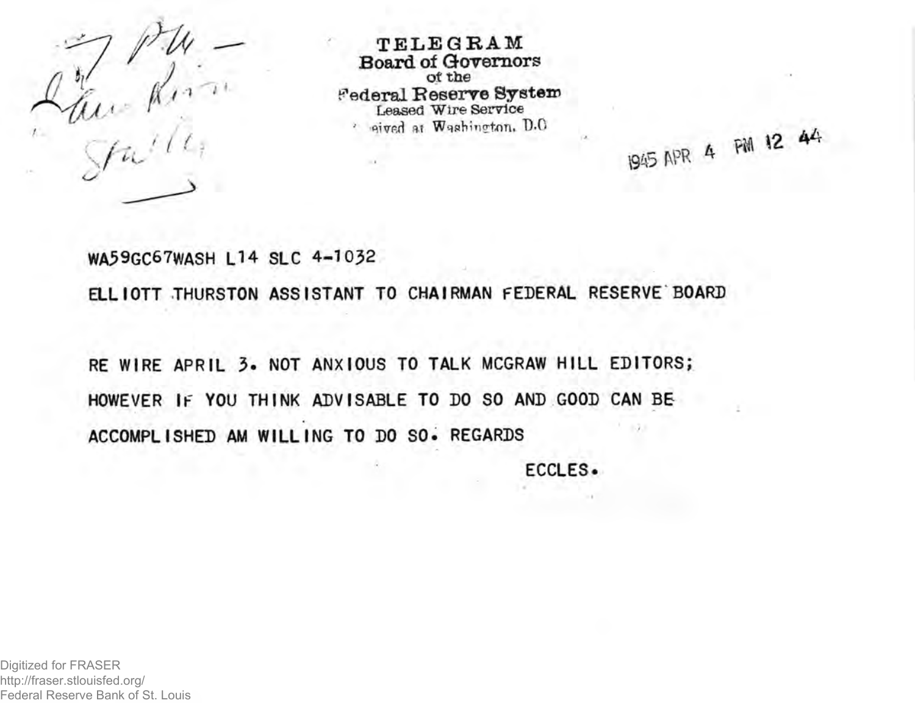**TELEGRAM**
**Board of Governors**
**of the**
**Federal Reserve System**
Leased Wire Service
Received at Washington, D.C.

1945 APR 4 PM 12 44

WA59GC67WASH L14 SLC 4-1032

ELLIOTT THURSTON ASSISTANT TO CHAIRMAN FEDERAL RESERVE BOARD

RE WIRE APRIL 3. NOT ANXIOUS TO TALK MCGRAW HILL EDITORS; HOWEVER IF YOU THINK ADVISABLE TO DO SO AND GOOD CAN BE ACCOMPLISHED AM WILLING TO DO SO. REGARDS

ECCLES.